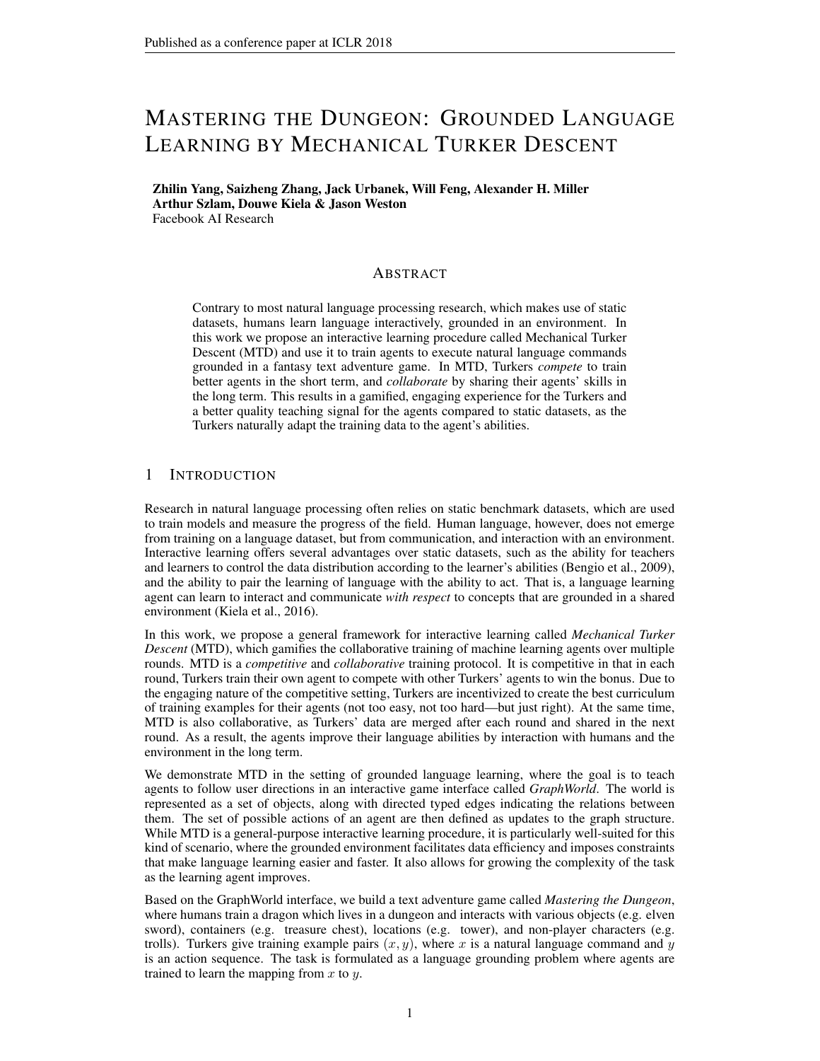# MASTERING THE DUNGEON: GROUNDED LANGUAGE LEARNING BY MECHANICAL TURKER DESCENT

**Zhilin Yang, Saizheng Zhang, Jack Urbanek, Will Feng, Alexander H. Miller**
**Arthur Szlam, Douwe Kiela & Jason Weston**
Facebook AI Research

## ABSTRACT

Contrary to most natural language processing research, which makes use of static datasets, humans learn language interactively, grounded in an environment. In this work we propose an interactive learning procedure called Mechanical Turker Descent (MTD) and use it to train agents to execute natural language commands grounded in a fantasy text adventure game. In MTD, Turkers *compete* to train better agents in the short term, and *collaborate* by sharing their agents' skills in the long term. This results in a gamified, engaging experience for the Turkers and a better quality teaching signal for the agents compared to static datasets, as the Turkers naturally adapt the training data to the agent's abilities.

## 1 INTRODUCTION

Research in natural language processing often relies on static benchmark datasets, which are used to train models and measure the progress of the field. Human language, however, does not emerge from training on a language dataset, but from communication, and interaction with an environment. Interactive learning offers several advantages over static datasets, such as the ability for teachers and learners to control the data distribution according to the learner's abilities (Bengio et al., 2009), and the ability to pair the learning of language with the ability to act. That is, a language learning agent can learn to interact and communicate *with respect* to concepts that are grounded in a shared environment (Kiela et al., 2016).

In this work, we propose a general framework for interactive learning called *Mechanical Turker Descent* (MTD), which gamifies the collaborative training of machine learning agents over multiple rounds. MTD is a *competitive* and *collaborative* training protocol. It is competitive in that in each round, Turkers train their own agent to compete with other Turkers' agents to win the bonus. Due to the engaging nature of the competitive setting, Turkers are incentivized to create the best curriculum of training examples for their agents (not too easy, not too hard—but just right). At the same time, MTD is also collaborative, as Turkers' data are merged after each round and shared in the next round. As a result, the agents improve their language abilities by interaction with humans and the environment in the long term.

We demonstrate MTD in the setting of grounded language learning, where the goal is to teach agents to follow user directions in an interactive game interface called *GraphWorld*. The world is represented as a set of objects, along with directed typed edges indicating the relations between them. The set of possible actions of an agent are then defined as updates to the graph structure. While MTD is a general-purpose interactive learning procedure, it is particularly well-suited for this kind of scenario, where the grounded environment facilitates data efficiency and imposes constraints that make language learning easier and faster. It also allows for growing the complexity of the task as the learning agent improves.

Based on the GraphWorld interface, we build a text adventure game called *Mastering the Dungeon*, where humans train a dragon which lives in a dungeon and interacts with various objects (e.g. elven sword), containers (e.g. treasure chest), locations (e.g. tower), and non-player characters (e.g. trolls). Turkers give training example pairs $(x, y)$, where $x$ is a natural language command and $y$ is an action sequence. The task is formulated as a language grounding problem where agents are trained to learn the mapping from $x$ to $y$.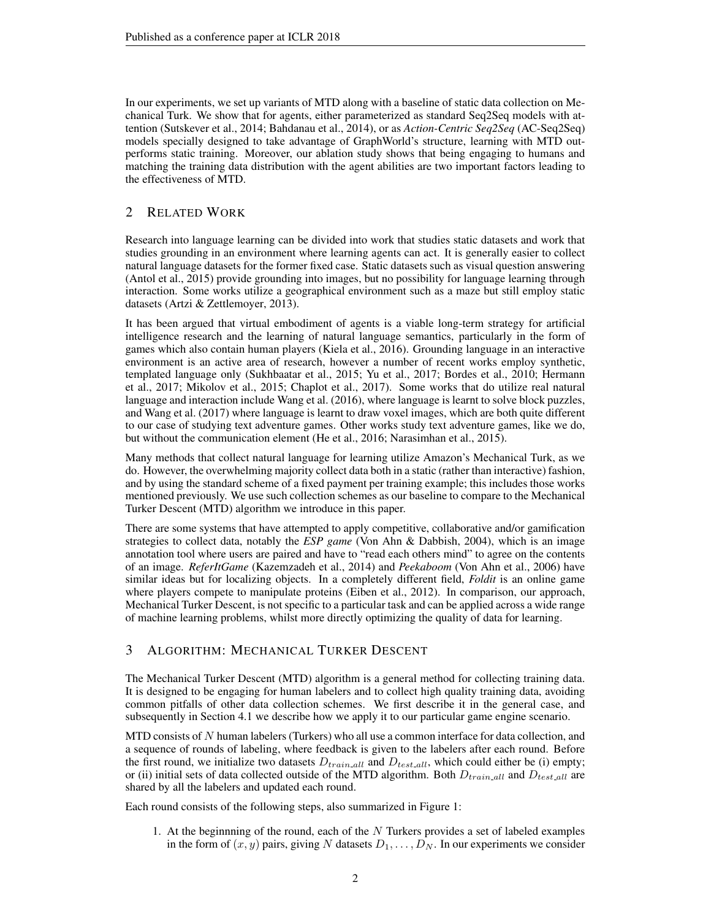In our experiments, we set up variants of MTD along with a baseline of static data collection on Mechanical Turk. We show that for agents, either parameterized as standard Seq2Seq models with attention (Sutskever et al., 2014; Bahdanau et al., 2014), or as *Action-Centric Seq2Seq* (AC-Seq2Seq) models specially designed to take advantage of GraphWorld's structure, learning with MTD outperforms static training. Moreover, our ablation study shows that being engaging to humans and matching the training data distribution with the agent abilities are two important factors leading to the effectiveness of MTD.

## 2 Related Work

Research into language learning can be divided into work that studies static datasets and work that studies grounding in an environment where learning agents can act. It is generally easier to collect natural language datasets for the former fixed case. Static datasets such as visual question answering (Antol et al., 2015) provide grounding into images, but no possibility for language learning through interaction. Some works utilize a geographical environment such as a maze but still employ static datasets (Artzi & Zettlemoyer, 2013).

It has been argued that virtual embodiment of agents is a viable long-term strategy for artificial intelligence research and the learning of natural language semantics, particularly in the form of games which also contain human players (Kiela et al., 2016). Grounding language in an interactive environment is an active area of research, however a number of recent works employ synthetic, templated language only (Sukhbaatar et al., 2015; Yu et al., 2017; Bordes et al., 2010; Hermann et al., 2017; Mikolov et al., 2015; Chaplot et al., 2017). Some works that do utilize real natural language and interaction include Wang et al. (2016), where language is learnt to solve block puzzles, and Wang et al. (2017) where language is learnt to draw voxel images, which are both quite different to our case of studying text adventure games. Other works study text adventure games, like we do, but without the communication element (He et al., 2016; Narasimhan et al., 2015).

Many methods that collect natural language for learning utilize Amazon's Mechanical Turk, as we do. However, the overwhelming majority collect data both in a static (rather than interactive) fashion, and by using the standard scheme of a fixed payment per training example; this includes those works mentioned previously. We use such collection schemes as our baseline to compare to the Mechanical Turker Descent (MTD) algorithm we introduce in this paper.

There are some systems that have attempted to apply competitive, collaborative and/or gamification strategies to collect data, notably the *ESP game* (Von Ahn & Dabbish, 2004), which is an image annotation tool where users are paired and have to "read each others mind" to agree on the contents of an image. *ReferItGame* (Kazemzadeh et al., 2014) and *Peekaboom* (Von Ahn et al., 2006) have similar ideas but for localizing objects. In a completely different field, *Foldit* is an online game where players compete to manipulate proteins (Eiben et al., 2012). In comparison, our approach, Mechanical Turker Descent, is not specific to a particular task and can be applied across a wide range of machine learning problems, whilst more directly optimizing the quality of data for learning.

## 3 Algorithm: Mechanical Turker Descent

The Mechanical Turker Descent (MTD) algorithm is a general method for collecting training data. It is designed to be engaging for human labelers and to collect high quality training data, avoiding common pitfalls of other data collection schemes. We first describe it in the general case, and subsequently in Section 4.1 we describe how we apply it to our particular game engine scenario.

MTD consists of $N$ human labelers (Turkers) who all use a common interface for data collection, and a sequence of rounds of labeling, where feedback is given to the labelers after each round. Before the first round, we initialize two datasets $D_{train\_all}$ and $D_{test\_all}$, which could either be (i) empty; or (ii) initial sets of data collected outside of the MTD algorithm. Both $D_{train\_all}$ and $D_{test\_all}$ are shared by all the labelers and updated each round.

Each round consists of the following steps, also summarized in Figure 1:

1. At the beginnning of the round, each of the $N$ Turkers provides a set of labeled examples in the form of $(x, y)$ pairs, giving $N$ datasets $D_1, \ldots, D_N$. In our experiments we consider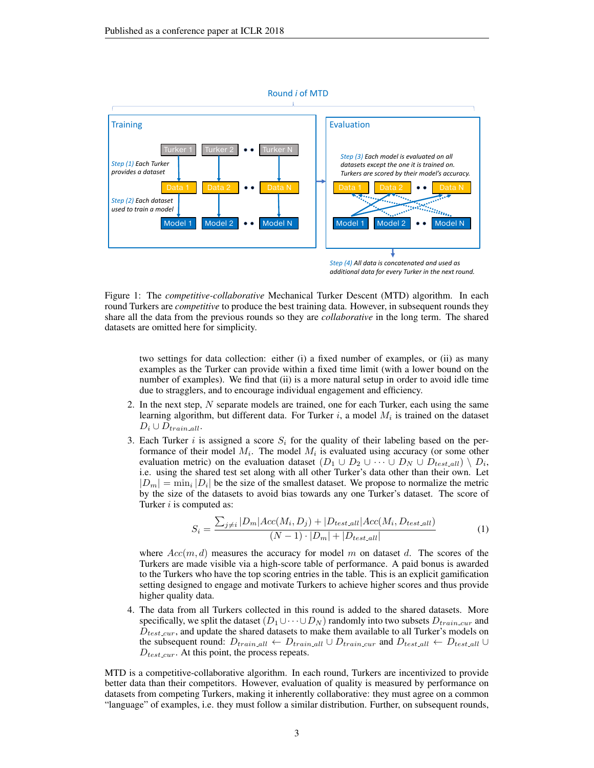Figure 1: The *competitive-collaborative* Mechanical Turker Descent (MTD) algorithm. In each round Turkers are *competitive* to produce the best training data. However, in subsequent rounds they share all the data from the previous rounds so they are *collaborative* in the long term. The shared datasets are omitted here for simplicity.

two settings for data collection: either (i) a fixed number of examples, or (ii) as many examples as the Turker can provide within a fixed time limit (with a lower bound on the number of examples). We find that (ii) is a more natural setup in order to avoid idle time due to stragglers, and to encourage individual engagement and efficiency.

2. In the next step, $N$ separate models are trained, one for each Turker, each using the same learning algorithm, but different data. For Turker $i$, a model $M_i$ is trained on the dataset $D_i \cup D_{train\_all}$.

3. Each Turker $i$ is assigned a score $S_i$ for the quality of their labeling based on the performance of their model $M_i$. The model $M_i$ is evaluated using accuracy (or some other evaluation metric) on the evaluation dataset $(D_1 \cup D_2 \cup \cdots \cup D_N \cup D_{test\_all}) \setminus D_i$, i.e. using the shared test set along with all other Turker's data other than their own. Let $|D_m| = \min_i |D_i|$ be the size of the smallest dataset. We propose to normalize the metric by the size of the datasets to avoid bias towards any one Turker's dataset. The score of Turker $i$ is computed as:

$$S_i = \frac{\sum_{j \neq i} |D_m| Acc(M_i, D_j) + |D_{test\_all}| Acc(M_i, D_{test\_all})}{(N-1) \cdot |D_m| + |D_{test\_all}|} \tag{1}$$

where $Acc(m, d)$ measures the accuracy for model $m$ on dataset $d$. The scores of the Turkers are made visible via a high-score table of performance. A paid bonus is awarded to the Turkers who have the top scoring entries in the table. This is an explicit gamification setting designed to engage and motivate Turkers to achieve higher scores and thus provide higher quality data.

4. The data from all Turkers collected in this round is added to the shared datasets. More specifically, we split the dataset $(D_1 \cup \cdots \cup D_N)$ randomly into two subsets $D_{train\_cur}$ and $D_{test\_cur}$, and update the shared datasets to make them available to all Turker's models on the subsequent round: $D_{train\_all} \leftarrow D_{train\_all} \cup D_{train\_cur}$ and $D_{test\_all} \leftarrow D_{test\_all} \cup D_{test\_cur}$. At this point, the process repeats.

MTD is a competitive-collaborative algorithm. In each round, Turkers are incentivized to provide better data than their competitors. However, evaluation of quality is measured by performance on datasets from competing Turkers, making it inherently collaborative: they must agree on a common "language" of examples, i.e. they must follow a similar distribution. Further, on subsequent rounds,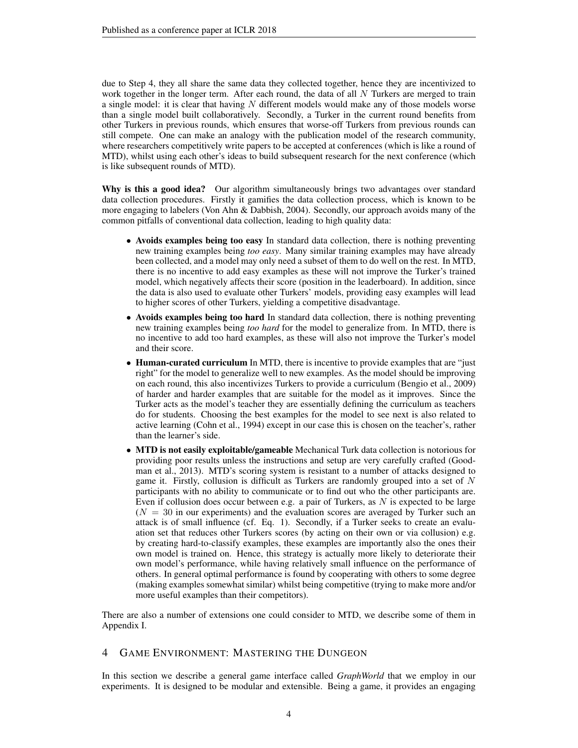due to Step 4, they all share the same data they collected together, hence they are incentivized to work together in the longer term. After each round, the data of all $N$ Turkers are merged to train a single model: it is clear that having $N$ different models would make any of those models worse than a single model built collaboratively. Secondly, a Turker in the current round benefits from other Turkers in previous rounds, which ensures that worse-off Turkers from previous rounds can still compete. One can make an analogy with the publication model of the research community, where researchers competitively write papers to be accepted at conferences (which is like a round of MTD), whilst using each other's ideas to build subsequent research for the next conference (which is like subsequent rounds of MTD).

**Why is this a good idea?** Our algorithm simultaneously brings two advantages over standard data collection procedures. Firstly it gamifies the data collection process, which is known to be more engaging to labelers (Von Ahn & Dabbish, 2004). Secondly, our approach avoids many of the common pitfalls of conventional data collection, leading to high quality data:

- **Avoids examples being too easy** In standard data collection, there is nothing preventing new training examples being *too easy*. Many similar training examples may have already been collected, and a model may only need a subset of them to do well on the rest. In MTD, there is no incentive to add easy examples as these will not improve the Turker's trained model, which negatively affects their score (position in the leaderboard). In addition, since the data is also used to evaluate other Turkers' models, providing easy examples will lead to higher scores of other Turkers, yielding a competitive disadvantage.
- **Avoids examples being too hard** In standard data collection, there is nothing preventing new training examples being *too hard* for the model to generalize from. In MTD, there is no incentive to add too hard examples, as these will also not improve the Turker's model and their score.
- **Human-curated curriculum** In MTD, there is incentive to provide examples that are "just right" for the model to generalize well to new examples. As the model should be improving on each round, this also incentivizes Turkers to provide a curriculum (Bengio et al., 2009) of harder and harder examples that are suitable for the model as it improves. Since the Turker acts as the model's teacher they are essentially defining the curriculum as teachers do for students. Choosing the best examples for the model to see next is also related to active learning (Cohn et al., 1994) except in our case this is chosen on the teacher's, rather than the learner's side.
- **MTD is not easily exploitable/gameable** Mechanical Turk data collection is notorious for providing poor results unless the instructions and setup are very carefully crafted (Goodman et al., 2013). MTD's scoring system is resistant to a number of attacks designed to game it. Firstly, collusion is difficult as Turkers are randomly grouped into a set of $N$ participants with no ability to communicate or to find out who the other participants are. Even if collusion does occur between e.g. a pair of Turkers, as $N$ is expected to be large ($N = 30$ in our experiments) and the evaluation scores are averaged by Turker such an attack is of small influence (cf. Eq. 1). Secondly, if a Turker seeks to create an evaluation set that reduces other Turkers scores (by acting on their own or via collusion) e.g. by creating hard-to-classify examples, these examples are importantly also the ones their own model is trained on. Hence, this strategy is actually more likely to deteriorate their own model's performance, while having relatively small influence on the performance of others. In general optimal performance is found by cooperating with others to some degree (making examples somewhat similar) whilst being competitive (trying to make more and/or more useful examples than their competitors).

There are also a number of extensions one could consider to MTD, we describe some of them in Appendix I.

## 4 Game Environment: Mastering the Dungeon

In this section we describe a general game interface called *GraphWorld* that we employ in our experiments. It is designed to be modular and extensible. Being a game, it provides an engaging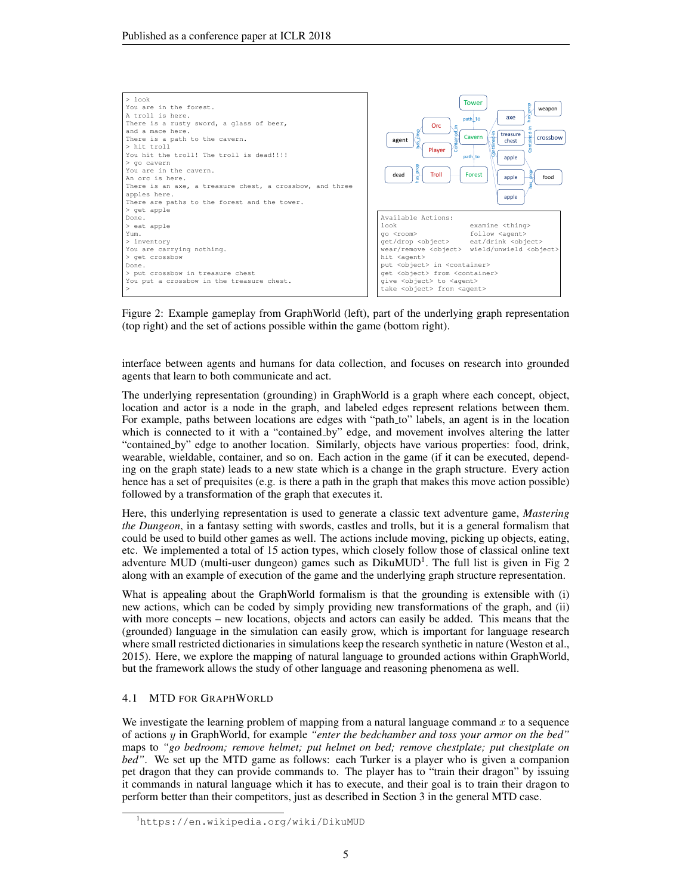```
> look
You are in the forest.
A troll is here.
There is a rusty sword, a glass of beer,
and a mace here.
There is a path to the cavern.
> hit troll
You hit the troll! The troll is dead!!!!
> go cavern
You are in the cavern.
An orc is here.
There is an axe, a treasure chest, a crossbow, and three
apples here.
There are paths to the forest and the tower.
> get apple
Done.
> eat apple
Yum.
> inventory
You are carrying nothing.
> get crossbow
Done.
> put crossbow in treasure chest
You put a crossbow in the treasure chest.
>
```

```
Available Actions:
look                      examine <thing>
go <room>                 follow <agent>
get/drop <object>         eat/drink <object>
wear/remove <object>      wield/unwield <object>
hit <agent>
put <object> in <container>
get <object> from <container>
give <object> to <agent>
take <object> from <agent>
```

Figure 2: Example gameplay from GraphWorld (left), part of the underlying graph representation (top right) and the set of actions possible within the game (bottom right).

interface between agents and humans for data collection, and focuses on research into grounded agents that learn to both communicate and act.

The underlying representation (grounding) in GraphWorld is a graph where each concept, object, location and actor is a node in the graph, and labeled edges represent relations between them. For example, paths between locations are edges with "path_to" labels, an agent is in the location which is connected to it with a "contained_by" edge, and movement involves altering the latter "contained_by" edge to another location. Similarly, objects have various properties: food, drink, wearable, wieldable, container, and so on. Each action in the game (if it can be executed, depending on the graph state) leads to a new state which is a change in the graph structure. Every action hence has a set of prequisites (e.g. is there a path in the graph that makes this move action possible) followed by a transformation of the graph that executes it.

Here, this underlying representation is used to generate a classic text adventure game, *Mastering the Dungeon*, in a fantasy setting with swords, castles and trolls, but it is a general formalism that could be used to build other games as well. The actions include moving, picking up objects, eating, etc. We implemented a total of 15 action types, which closely follow those of classical online text adventure MUD (multi-user dungeon) games such as DikuMUD[1]. The full list is given in Fig 2 along with an example of execution of the game and the underlying graph structure representation.

What is appealing about the GraphWorld formalism is that the grounding is extensible with (i) new actions, which can be coded by simply providing new transformations of the graph, and (ii) with more concepts – new locations, objects and actors can easily be added. This means that the (grounded) language in the simulation can easily grow, which is important for language research where small restricted dictionaries in simulations keep the research synthetic in nature (Weston et al., 2015). Here, we explore the mapping of natural language to grounded actions within GraphWorld, but the framework allows the study of other language and reasoning phenomena as well.

### 4.1 MTD for GraphWorld

We investigate the learning problem of mapping from a natural language command $x$ to a sequence of actions $y$ in GraphWorld, for example *"enter the bedchamber and toss your armor on the bed"* maps to *"go bedroom; remove helmet; put helmet on bed; remove chestplate; put chestplate on bed"*. We set up the MTD game as follows: each Turker is a player who is given a companion pet dragon that they can provide commands to. The player has to "train their dragon" by issuing it commands in natural language which it has to execute, and their goal is to train their dragon to perform better than their competitors, just as described in Section 3 in the general MTD case.

[1] https://en.wikipedia.org/wiki/DikuMUD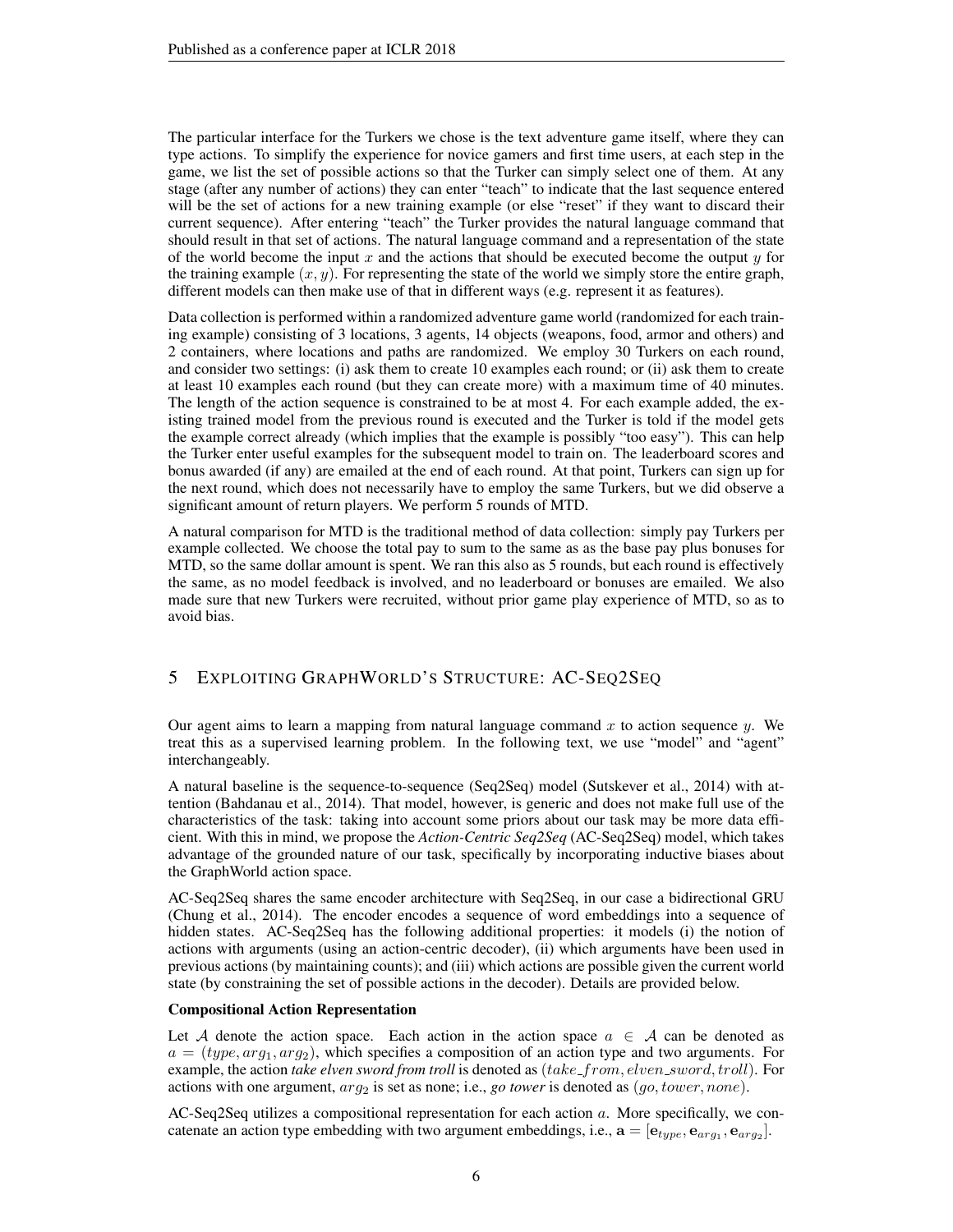The particular interface for the Turkers we chose is the text adventure game itself, where they can type actions. To simplify the experience for novice gamers and first time users, at each step in the game, we list the set of possible actions so that the Turker can simply select one of them. At any stage (after any number of actions) they can enter "teach" to indicate that the last sequence entered will be the set of actions for a new training example (or else "reset" if they want to discard their current sequence). After entering "teach" the Turker provides the natural language command that should result in that set of actions. The natural language command and a representation of the state of the world become the input $x$ and the actions that should be executed become the output $y$ for the training example $(x, y)$. For representing the state of the world we simply store the entire graph, different models can then make use of that in different ways (e.g. represent it as features).

Data collection is performed within a randomized adventure game world (randomized for each training example) consisting of 3 locations, 3 agents, 14 objects (weapons, food, armor and others) and 2 containers, where locations and paths are randomized. We employ 30 Turkers on each round, and consider two settings: (i) ask them to create 10 examples each round; or (ii) ask them to create at least 10 examples each round (but they can create more) with a maximum time of 40 minutes. The length of the action sequence is constrained to be at most 4. For each example added, the existing trained model from the previous round is executed and the Turker is told if the model gets the example correct already (which implies that the example is possibly "too easy"). This can help the Turker enter useful examples for the subsequent model to train on. The leaderboard scores and bonus awarded (if any) are emailed at the end of each round. At that point, Turkers can sign up for the next round, which does not necessarily have to employ the same Turkers, but we did observe a significant amount of return players. We perform 5 rounds of MTD.

A natural comparison for MTD is the traditional method of data collection: simply pay Turkers per example collected. We choose the total pay to sum to the same as the base pay plus bonuses for MTD, so the same dollar amount is spent. We ran this also as 5 rounds, but each round is effectively the same, as no model feedback is involved, and no leaderboard or bonuses are emailed. We also made sure that new Turkers were recruited, without prior game play experience of MTD, so as to avoid bias.

# 5 Exploiting GraphWorld's Structure: AC-Seq2Seq

Our agent aims to learn a mapping from natural language command $x$ to action sequence $y$. We treat this as a supervised learning problem. In the following text, we use "model" and "agent" interchangeably.

A natural baseline is the sequence-to-sequence (Seq2Seq) model (Sutskever et al., 2014) with attention (Bahdanau et al., 2014). That model, however, is generic and does not make full use of the characteristics of the task: taking into account some priors about our task may be more data efficient. With this in mind, we propose the *Action-Centric Seq2Seq* (AC-Seq2Seq) model, which takes advantage of the grounded nature of our task, specifically by incorporating inductive biases about the GraphWorld action space.

AC-Seq2Seq shares the same encoder architecture with Seq2Seq, in our case a bidirectional GRU (Chung et al., 2014). The encoder encodes a sequence of word embeddings into a sequence of hidden states. AC-Seq2Seq has the following additional properties: it models (i) the notion of actions with arguments (using an action-centric decoder), (ii) which arguments have been used in previous actions (by maintaining counts); and (iii) which actions are possible given the current world state (by constraining the set of possible actions in the decoder). Details are provided below.

**Compositional Action Representation**

Let $\mathcal{A}$ denote the action space. Each action in the action space $a \in \mathcal{A}$ can be denoted as $a = (type, arg_1, arg_2)$, which specifies a composition of an action type and two arguments. For example, the action *take elven sword from troll* is denoted as $(take\_from, elven\_sword, troll)$. For actions with one argument, $arg_2$ is set as none; i.e., *go tower* is denoted as $(go, tower, none)$.

AC-Seq2Seq utilizes a compositional representation for each action $a$. More specifically, we concatenate an action type embedding with two argument embeddings, i.e., $\mathbf{a} = [\mathbf{e}_{type}, \mathbf{e}_{arg_1}, \mathbf{e}_{arg_2}]$.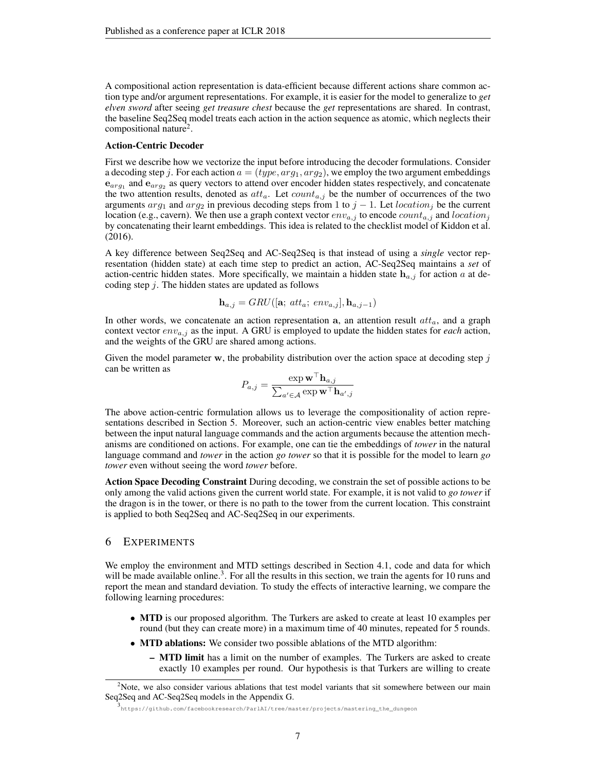A compositional action representation is data-efficient because different actions share common action type and/or argument representations. For example, it is easier for the model to generalize to *get elven sword* after seeing *get treasure chest* because the *get* representations are shared. In contrast, the baseline Seq2Seq model treats each action in the action sequence as atomic, which neglects their compositional nature[2].

**Action-Centric Decoder**

First we describe how we vectorize the input before introducing the decoder formulations. Consider a decoding step $j$. For each action $a = (type, arg_1, arg_2)$, we employ the two argument embeddings $\mathbf{e}_{arg_1}$ and $\mathbf{e}_{arg_2}$ as query vectors to attend over encoder hidden states respectively, and concatenate the two attention results, denoted as $att_a$. Let $count_{a,j}$ be the number of occurrences of the two arguments $arg_1$ and $arg_2$ in previous decoding steps from 1 to $j-1$. Let $location_j$ be the current location (e.g., cavern). We then use a graph context vector $env_{a,j}$ to encode $count_{a,j}$ and $location_j$ by concatenating their learnt embeddings. This idea is related to the checklist model of Kiddon et al. (2016).

A key difference between Seq2Seq and AC-Seq2Seq is that instead of using a *single* vector representation (hidden state) at each time step to predict an action, AC-Seq2Seq maintains a *set* of action-centric hidden states. More specifically, we maintain a hidden state $\mathbf{h}_{a,j}$ for action $a$ at decoding step $j$. The hidden states are updated as follows

$$\mathbf{h}_{a,j} = GRU([\mathbf{a};\ att_a;\ env_{a,j}], \mathbf{h}_{a,j-1})$$

In other words, we concatenate an action representation $\mathbf{a}$, an attention result $att_a$, and a graph context vector $env_{a,j}$ as the input. A GRU is employed to update the hidden states for *each* action, and the weights of the GRU are shared among actions.

Given the model parameter $\mathbf{w}$, the probability distribution over the action space at decoding step $j$ can be written as

$$P_{a,j} = \frac{\exp \mathbf{w}^\top \mathbf{h}_{a,j}}{\sum_{a' \in \mathcal{A}} \exp \mathbf{w}^\top \mathbf{h}_{a',j}}$$

The above action-centric formulation allows us to leverage the compositionality of action representations described in Section 5. Moreover, such an action-centric view enables better matching between the input natural language commands and the action arguments because the attention mechanisms are conditioned on actions. For example, one can tie the embeddings of *tower* in the natural language command and *tower* in the action *go tower* so that it is possible for the model to learn *go tower* even without seeing the word *tower* before.

**Action Space Decoding Constraint** During decoding, we constrain the set of possible actions to be only among the valid actions given the current world state. For example, it is not valid to *go tower* if the dragon is in the tower, or there is no path to the tower from the current location. This constraint is applied to both Seq2Seq and AC-Seq2Seq in our experiments.

## 6 Experiments

We employ the environment and MTD settings described in Section 4.1, code and data for which will be made available online.[3]. For all the results in this section, we train the agents for 10 runs and report the mean and standard deviation. To study the effects of interactive learning, we compare the following learning procedures:

- **MTD** is our proposed algorithm. The Turkers are asked to create at least 10 examples per round (but they can create more) in a maximum time of 40 minutes, repeated for 5 rounds.
- **MTD ablations:** We consider two possible ablations of the MTD algorithm:
  - **MTD limit** has a limit on the number of examples. The Turkers are asked to create exactly 10 examples per round. Our hypothesis is that Turkers are willing to create

[2] Note, we also consider various ablations that test model variants that sit somewhere between our main Seq2Seq and AC-Seq2Seq models in the Appendix G.

[3] https://github.com/facebookresearch/ParlAI/tree/master/projects/mastering_the_dungeon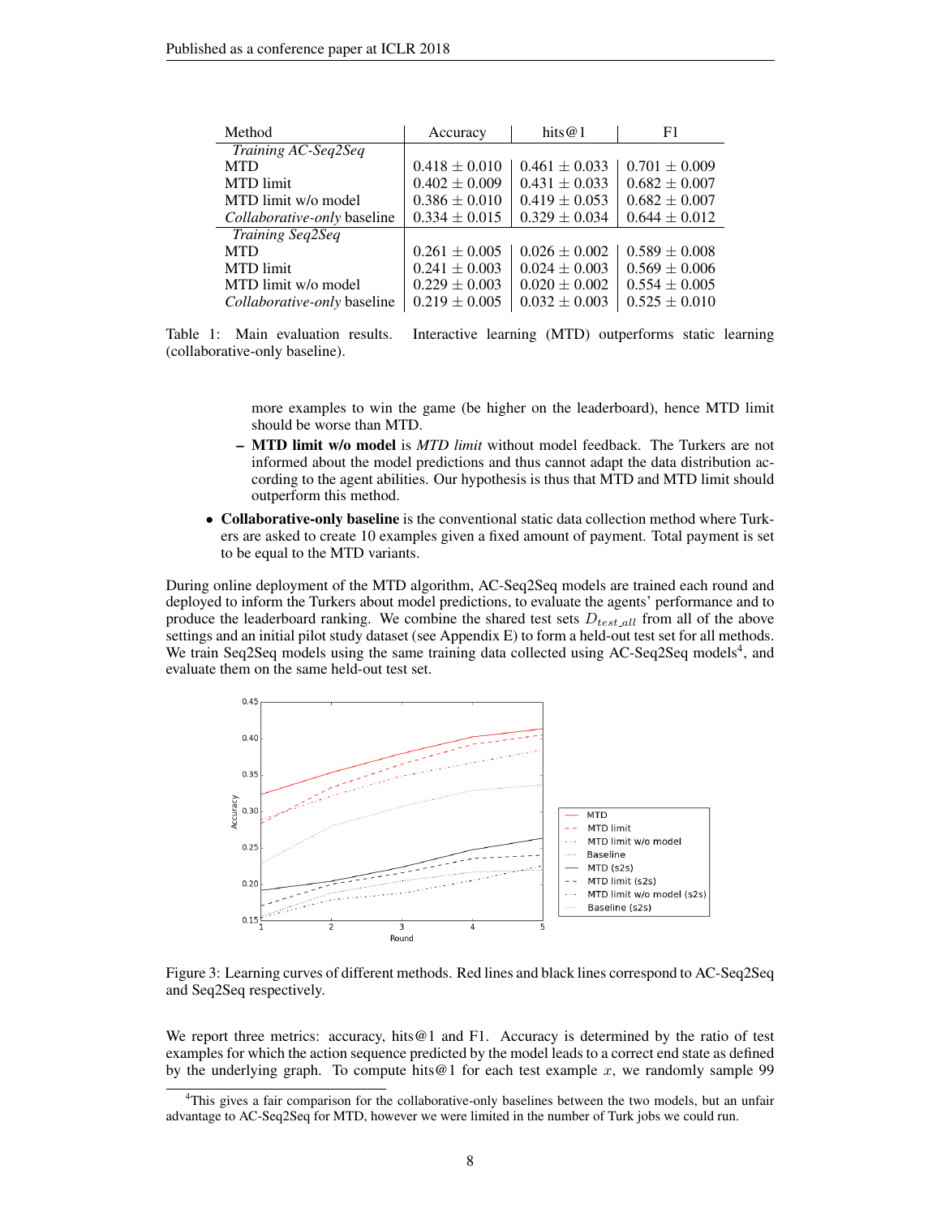| Method | Accuracy | hits@1 | F1 |
|---|---|---|---|
| *Training AC-Seq2Seq* | | | |
| MTD | $0.418 \pm 0.010$ | $0.461 \pm 0.033$ | $0.701 \pm 0.009$ |
| MTD limit | $0.402 \pm 0.009$ | $0.431 \pm 0.033$ | $0.682 \pm 0.007$ |
| MTD limit w/o model | $0.386 \pm 0.010$ | $0.419 \pm 0.053$ | $0.682 \pm 0.007$ |
| *Collaborative-only* baseline | $0.334 \pm 0.015$ | $0.329 \pm 0.034$ | $0.644 \pm 0.012$ |
| *Training Seq2Seq* | | | |
| MTD | $0.261 \pm 0.005$ | $0.026 \pm 0.002$ | $0.589 \pm 0.008$ |
| MTD limit | $0.241 \pm 0.003$ | $0.024 \pm 0.003$ | $0.569 \pm 0.006$ |
| MTD limit w/o model | $0.229 \pm 0.003$ | $0.020 \pm 0.002$ | $0.554 \pm 0.005$ |
| *Collaborative-only* baseline | $0.219 \pm 0.005$ | $0.032 \pm 0.003$ | $0.525 \pm 0.010$ |

Table 1: Main evaluation results. Interactive learning (MTD) outperforms static learning (collaborative-only baseline).

more examples to win the game (be higher on the leaderboard), hence MTD limit should be worse than MTD.

- **MTD limit w/o model** is *MTD limit* without model feedback. The Turkers are not informed about the model predictions and thus cannot adapt the data distribution according to the agent abilities. Our hypothesis is thus that MTD and MTD limit should outperform this method.

- **Collaborative-only baseline** is the conventional static data collection method where Turkers are asked to create 10 examples given a fixed amount of payment. Total payment is set to be equal to the MTD variants.

During online deployment of the MTD algorithm, AC-Seq2Seq models are trained each round and deployed to inform the Turkers about model predictions, to evaluate the agents' performance and to produce the leaderboard ranking. We combine the shared test sets $D_{test\_all}$ from all of the above settings and an initial pilot study dataset (see Appendix E) to form a held-out test set for all methods. We train Seq2Seq models using the same training data collected using AC-Seq2Seq models[4], and evaluate them on the same held-out test set.

Figure 3: Learning curves of different methods. Red lines and black lines correspond to AC-Seq2Seq and Seq2Seq respectively.

We report three metrics: accuracy, hits@1 and F1. Accuracy is determined by the ratio of test examples for which the action sequence predicted by the model leads to a correct end state as defined by the underlying graph. To compute hits@1 for each test example $x$, we randomly sample 99

[4]This gives a fair comparison for the collaborative-only baselines between the two models, but an unfair advantage to AC-Seq2Seq for MTD, however we were limited in the number of Turk jobs we could run.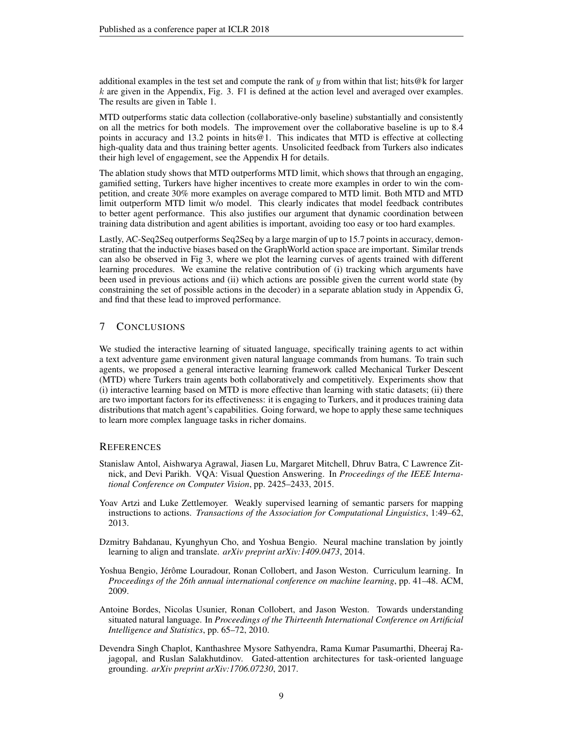additional examples in the test set and compute the rank of $y$ from within that list; hits@k for larger $k$ are given in the Appendix, Fig. 3. F1 is defined at the action level and averaged over examples. The results are given in Table 1.

MTD outperforms static data collection (collaborative-only baseline) substantially and consistently on all the metrics for both models. The improvement over the collaborative baseline is up to 8.4 points in accuracy and 13.2 points in hits@1. This indicates that MTD is effective at collecting high-quality data and thus training better agents. Unsolicited feedback from Turkers also indicates their high level of engagement, see the Appendix H for details.

The ablation study shows that MTD outperforms MTD limit, which shows that through an engaging, gamified setting, Turkers have higher incentives to create more examples in order to win the competition, and create 30% more examples on average compared to MTD limit. Both MTD and MTD limit outperform MTD limit w/o model. This clearly indicates that model feedback contributes to better agent performance. This also justifies our argument that dynamic coordination between training data distribution and agent abilities is important, avoiding too easy or too hard examples.

Lastly, AC-Seq2Seq outperforms Seq2Seq by a large margin of up to 15.7 points in accuracy, demonstrating that the inductive biases based on the GraphWorld action space are important. Similar trends can also be observed in Fig 3, where we plot the learning curves of agents trained with different learning procedures. We examine the relative contribution of (i) tracking which arguments have been used in previous actions and (ii) which actions are possible given the current world state (by constraining the set of possible actions in the decoder) in a separate ablation study in Appendix G, and find that these lead to improved performance.

## 7 Conclusions

We studied the interactive learning of situated language, specifically training agents to act within a text adventure game environment given natural language commands from humans. To train such agents, we proposed a general interactive learning framework called Mechanical Turker Descent (MTD) where Turkers train agents both collaboratively and competitively. Experiments show that (i) interactive learning based on MTD is more effective than learning with static datasets; (ii) there are two important factors for its effectiveness: it is engaging to Turkers, and it produces training data distributions that match agent's capabilities. Going forward, we hope to apply these same techniques to learn more complex language tasks in richer domains.

## References

Stanislaw Antol, Aishwarya Agrawal, Jiasen Lu, Margaret Mitchell, Dhruv Batra, C Lawrence Zitnick, and Devi Parikh. VQA: Visual Question Answering. In *Proceedings of the IEEE International Conference on Computer Vision*, pp. 2425–2433, 2015.

Yoav Artzi and Luke Zettlemoyer. Weakly supervised learning of semantic parsers for mapping instructions to actions. *Transactions of the Association for Computational Linguistics*, 1:49–62, 2013.

Dzmitry Bahdanau, Kyunghyun Cho, and Yoshua Bengio. Neural machine translation by jointly learning to align and translate. *arXiv preprint arXiv:1409.0473*, 2014.

Yoshua Bengio, Jérôme Louradour, Ronan Collobert, and Jason Weston. Curriculum learning. In *Proceedings of the 26th annual international conference on machine learning*, pp. 41–48. ACM, 2009.

Antoine Bordes, Nicolas Usunier, Ronan Collobert, and Jason Weston. Towards understanding situated natural language. In *Proceedings of the Thirteenth International Conference on Artificial Intelligence and Statistics*, pp. 65–72, 2010.

Devendra Singh Chaplot, Kanthashree Mysore Sathyendra, Rama Kumar Pasumarthi, Dheeraj Rajagopal, and Ruslan Salakhutdinov. Gated-attention architectures for task-oriented language grounding. *arXiv preprint arXiv:1706.07230*, 2017.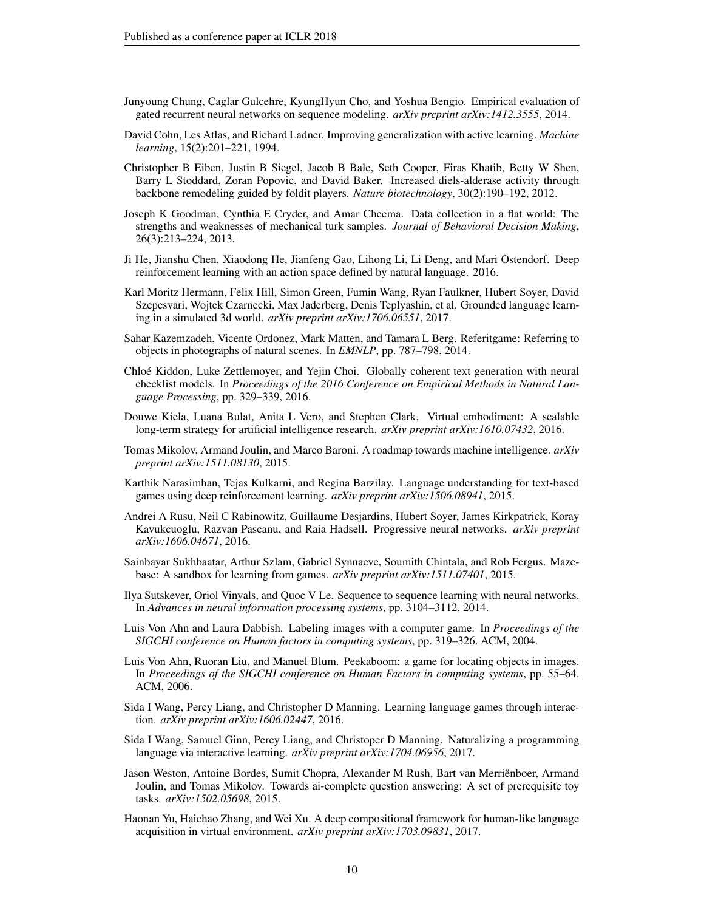Junyoung Chung, Caglar Gulcehre, KyungHyun Cho, and Yoshua Bengio. Empirical evaluation of gated recurrent neural networks on sequence modeling. *arXiv preprint arXiv:1412.3555*, 2014.

David Cohn, Les Atlas, and Richard Ladner. Improving generalization with active learning. *Machine learning*, 15(2):201–221, 1994.

Christopher B Eiben, Justin B Siegel, Jacob B Bale, Seth Cooper, Firas Khatib, Betty W Shen, Barry L Stoddard, Zoran Popovic, and David Baker. Increased diels-alderase activity through backbone remodeling guided by foldit players. *Nature biotechnology*, 30(2):190–192, 2012.

Joseph K Goodman, Cynthia E Cryder, and Amar Cheema. Data collection in a flat world: The strengths and weaknesses of mechanical turk samples. *Journal of Behavioral Decision Making*, 26(3):213–224, 2013.

Ji He, Jianshu Chen, Xiaodong He, Jianfeng Gao, Lihong Li, Li Deng, and Mari Ostendorf. Deep reinforcement learning with an action space defined by natural language. 2016.

Karl Moritz Hermann, Felix Hill, Simon Green, Fumin Wang, Ryan Faulkner, Hubert Soyer, David Szepesvari, Wojtek Czarnecki, Max Jaderberg, Denis Teplyashin, et al. Grounded language learning in a simulated 3d world. *arXiv preprint arXiv:1706.06551*, 2017.

Sahar Kazemzadeh, Vicente Ordonez, Mark Matten, and Tamara L Berg. Referitgame: Referring to objects in photographs of natural scenes. In *EMNLP*, pp. 787–798, 2014.

Chloé Kiddon, Luke Zettlemoyer, and Yejin Choi. Globally coherent text generation with neural checklist models. In *Proceedings of the 2016 Conference on Empirical Methods in Natural Language Processing*, pp. 329–339, 2016.

Douwe Kiela, Luana Bulat, Anita L Vero, and Stephen Clark. Virtual embodiment: A scalable long-term strategy for artificial intelligence research. *arXiv preprint arXiv:1610.07432*, 2016.

Tomas Mikolov, Armand Joulin, and Marco Baroni. A roadmap towards machine intelligence. *arXiv preprint arXiv:1511.08130*, 2015.

Karthik Narasimhan, Tejas Kulkarni, and Regina Barzilay. Language understanding for text-based games using deep reinforcement learning. *arXiv preprint arXiv:1506.08941*, 2015.

Andrei A Rusu, Neil C Rabinowitz, Guillaume Desjardins, Hubert Soyer, James Kirkpatrick, Koray Kavukcuoglu, Razvan Pascanu, and Raia Hadsell. Progressive neural networks. *arXiv preprint arXiv:1606.04671*, 2016.

Sainbayar Sukhbaatar, Arthur Szlam, Gabriel Synnaeve, Soumith Chintala, and Rob Fergus. Mazebase: A sandbox for learning from games. *arXiv preprint arXiv:1511.07401*, 2015.

Ilya Sutskever, Oriol Vinyals, and Quoc V Le. Sequence to sequence learning with neural networks. In *Advances in neural information processing systems*, pp. 3104–3112, 2014.

Luis Von Ahn and Laura Dabbish. Labeling images with a computer game. In *Proceedings of the SIGCHI conference on Human factors in computing systems*, pp. 319–326. ACM, 2004.

Luis Von Ahn, Ruoran Liu, and Manuel Blum. Peekaboom: a game for locating objects in images. In *Proceedings of the SIGCHI conference on Human Factors in computing systems*, pp. 55–64. ACM, 2006.

Sida I Wang, Percy Liang, and Christopher D Manning. Learning language games through interaction. *arXiv preprint arXiv:1606.02447*, 2016.

Sida I Wang, Samuel Ginn, Percy Liang, and Christoper D Manning. Naturalizing a programming language via interactive learning. *arXiv preprint arXiv:1704.06956*, 2017.

Jason Weston, Antoine Bordes, Sumit Chopra, Alexander M Rush, Bart van Merriënboer, Armand Joulin, and Tomas Mikolov. Towards ai-complete question answering: A set of prerequisite toy tasks. *arXiv:1502.05698*, 2015.

Haonan Yu, Haichao Zhang, and Wei Xu. A deep compositional framework for human-like language acquisition in virtual environment. *arXiv preprint arXiv:1703.09831*, 2017.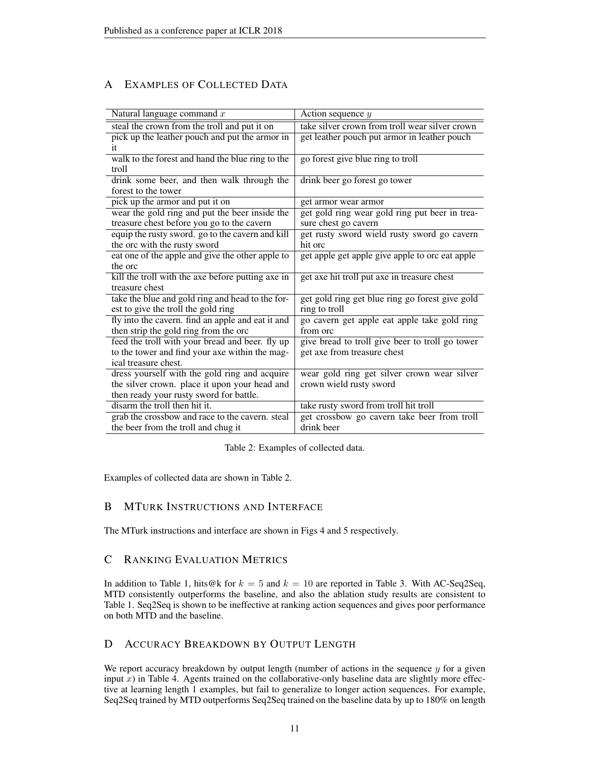## A Examples of Collected Data

| Natural language command $x$ | Action sequence $y$ |
|---|---|
| steal the crown from the troll and put it on | take silver crown from troll wear silver crown |
| pick up the leather pouch and put the armor in it | get leather pouch put armor in leather pouch |
| walk to the forest and hand the blue ring to the troll | go forest give blue ring to troll |
| drink some beer, and then walk through the forest to the tower | drink beer go forest go tower |
| pick up the armor and put it on | get armor wear armor |
| wear the gold ring and put the beer inside the treasure chest before you go to the cavern | get gold ring wear gold ring put beer in treasure chest go cavern |
| equip the rusty sword. go to the cavern and kill the orc with the rusty sword | get rusty sword wield rusty sword go cavern hit orc |
| eat one of the apple and give the other apple to the orc | get apple get apple give apple to orc eat apple |
| kill the troll with the axe before putting axe in treasure chest | get axe hit troll put axe in treasure chest |
| take the blue and gold ring and head to the forest to give the troll the gold ring | get gold ring get blue ring go forest give gold ring to troll |
| fly into the cavern. find an apple and eat it and then strip the gold ring from the orc | go cavern get apple eat apple take gold ring from orc |
| feed the troll with your bread and beer. fly up to the tower and find your axe within the magical treasure chest. | give bread to troll give beer to troll go tower get axe from treasure chest |
| dress yourself with the gold ring and acquire the silver crown. place it upon your head and then ready your rusty sword for battle. | wear gold ring get silver crown wear silver crown wield rusty sword |
| disarm the troll then hit it. | take rusty sword from troll hit troll |
| grab the crossbow and race to the cavern. steal the beer from the troll and chug it | get crossbow go cavern take beer from troll drink beer |

Table 2: Examples of collected data.

Examples of collected data are shown in Table 2.

## B MTurk Instructions and Interface

The MTurk instructions and interface are shown in Figs 4 and 5 respectively.

## C Ranking Evaluation Metrics

In addition to Table 1, hits@k for $k = 5$ and $k = 10$ are reported in Table 3. With AC-Seq2Seq, MTD consistently outperforms the baseline, and also the ablation study results are consistent to Table 1. Seq2Seq is shown to be ineffective at ranking action sequences and gives poor performance on both MTD and the baseline.

## D Accuracy Breakdown by Output Length

We report accuracy breakdown by output length (number of actions in the sequence $y$ for a given input $x$) in Table 4. Agents trained on the collaborative-only baseline data are slightly more effective at learning length 1 examples, but fail to generalize to longer action sequences. For example, Seq2Seq trained by MTD outperforms Seq2Seq trained on the baseline data by up to 180% on length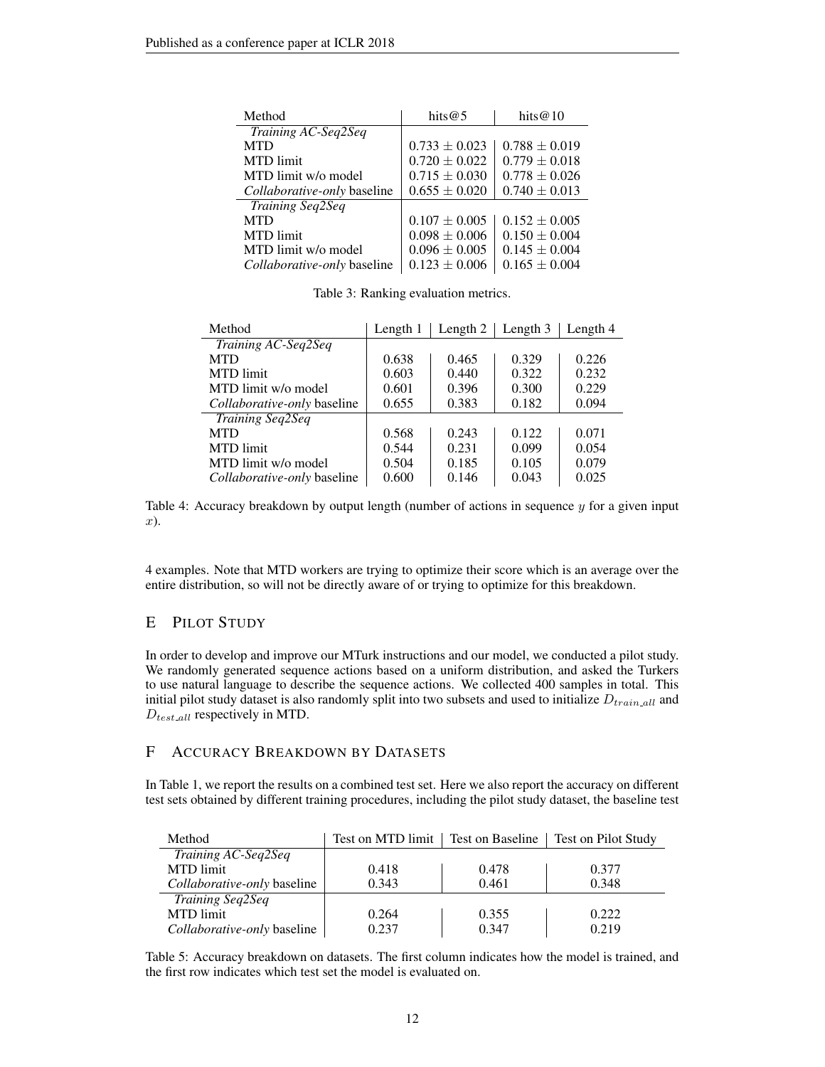| Method | hits@5 | hits@10 |
|---|---|---|
| *Training AC-Seq2Seq* | | |
| MTD | $0.733 \pm 0.023$ | $0.788 \pm 0.019$ |
| MTD limit | $0.720 \pm 0.022$ | $0.779 \pm 0.018$ |
| MTD limit w/o model | $0.715 \pm 0.030$ | $0.778 \pm 0.026$ |
| *Collaborative-only* baseline | $0.655 \pm 0.020$ | $0.740 \pm 0.013$ |
| *Training Seq2Seq* | | |
| MTD | $0.107 \pm 0.005$ | $0.152 \pm 0.005$ |
| MTD limit | $0.098 \pm 0.006$ | $0.150 \pm 0.004$ |
| MTD limit w/o model | $0.096 \pm 0.005$ | $0.145 \pm 0.004$ |
| *Collaborative-only* baseline | $0.123 \pm 0.006$ | $0.165 \pm 0.004$ |

Table 3: Ranking evaluation metrics.

| Method | Length 1 | Length 2 | Length 3 | Length 4 |
|---|---|---|---|---|
| *Training AC-Seq2Seq* | | | | |
| MTD | 0.638 | 0.465 | 0.329 | 0.226 |
| MTD limit | 0.603 | 0.440 | 0.322 | 0.232 |
| MTD limit w/o model | 0.601 | 0.396 | 0.300 | 0.229 |
| *Collaborative-only* baseline | 0.655 | 0.383 | 0.182 | 0.094 |
| *Training Seq2Seq* | | | | |
| MTD | 0.568 | 0.243 | 0.122 | 0.071 |
| MTD limit | 0.544 | 0.231 | 0.099 | 0.054 |
| MTD limit w/o model | 0.504 | 0.185 | 0.105 | 0.079 |
| *Collaborative-only* baseline | 0.600 | 0.146 | 0.043 | 0.025 |

Table 4: Accuracy breakdown by output length (number of actions in sequence $y$ for a given input $x$).

4 examples. Note that MTD workers are trying to optimize their score which is an average over the entire distribution, so will not be directly aware of or trying to optimize for this breakdown.

## E Pilot Study

In order to develop and improve our MTurk instructions and our model, we conducted a pilot study. We randomly generated sequence actions based on a uniform distribution, and asked the Turkers to use natural language to describe the sequence actions. We collected 400 samples in total. This initial pilot study dataset is also randomly split into two subsets and used to initialize $D_{train\_all}$ and $D_{test\_all}$ respectively in MTD.

## F Accuracy Breakdown by Datasets

In Table 1, we report the results on a combined test set. Here we also report the accuracy on different test sets obtained by different training procedures, including the pilot study dataset, the baseline test

| Method | Test on MTD limit | Test on Baseline | Test on Pilot Study |
|---|---|---|---|
| *Training AC-Seq2Seq* | | | |
| MTD limit | 0.418 | 0.478 | 0.377 |
| *Collaborative-only* baseline | 0.343 | 0.461 | 0.348 |
| *Training Seq2Seq* | | | |
| MTD limit | 0.264 | 0.355 | 0.222 |
| *Collaborative-only* baseline | 0.237 | 0.347 | 0.219 |

Table 5: Accuracy breakdown on datasets. The first column indicates how the model is trained, and the first row indicates which test set the model is evaluated on.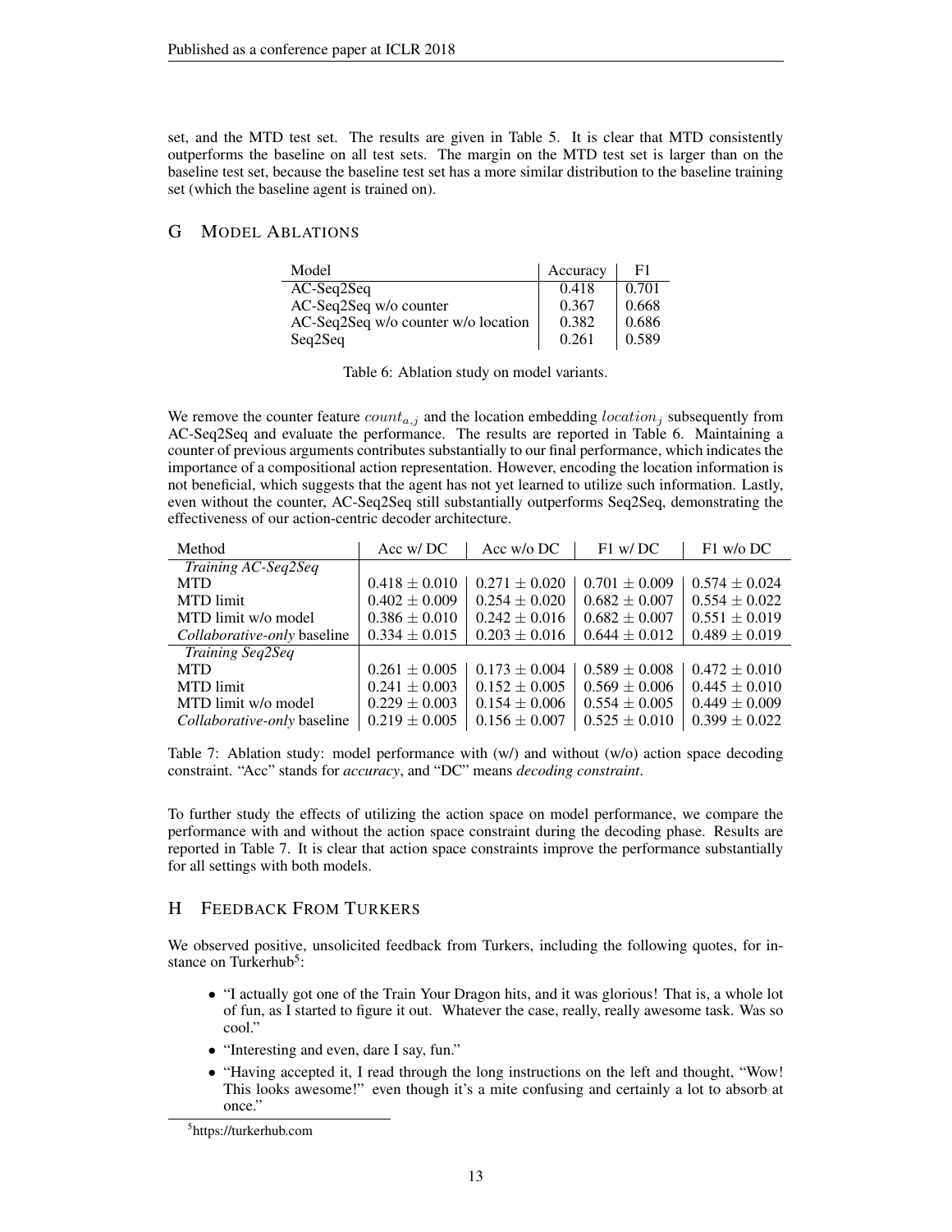set, and the MTD test set. The results are given in Table 5. It is clear that MTD consistently outperforms the baseline on all test sets. The margin on the MTD test set is larger than on the baseline test set, because the baseline test set has a more similar distribution to the baseline training set (which the baseline agent is trained on).

## G Model Ablations

| Model | Accuracy | F1 |
|---|---|---|
| AC-Seq2Seq | 0.418 | 0.701 |
| AC-Seq2Seq w/o counter | 0.367 | 0.668 |
| AC-Seq2Seq w/o counter w/o location | 0.382 | 0.686 |
| Seq2Seq | 0.261 | 0.589 |

Table 6: Ablation study on model variants.

We remove the counter feature $count_{a,j}$ and the location embedding $location_j$ subsequently from AC-Seq2Seq and evaluate the performance. The results are reported in Table 6. Maintaining a counter of previous arguments contributes substantially to our final performance, which indicates the importance of a compositional action representation. However, encoding the location information is not beneficial, which suggests that the agent has not yet learned to utilize such information. Lastly, even without the counter, AC-Seq2Seq still substantially outperforms Seq2Seq, demonstrating the effectiveness of our action-centric decoder architecture.

| Method | Acc w/ DC | Acc w/o DC | F1 w/ DC | F1 w/o DC |
|---|---|---|---|---|
| *Training AC-Seq2Seq* | | | | |
| MTD | $0.418 \pm 0.010$ | $0.271 \pm 0.020$ | $0.701 \pm 0.009$ | $0.574 \pm 0.024$ |
| MTD limit | $0.402 \pm 0.009$ | $0.254 \pm 0.020$ | $0.682 \pm 0.007$ | $0.554 \pm 0.022$ |
| MTD limit w/o model | $0.386 \pm 0.010$ | $0.242 \pm 0.016$ | $0.682 \pm 0.007$ | $0.551 \pm 0.019$ |
| *Collaborative-only* baseline | $0.334 \pm 0.015$ | $0.203 \pm 0.016$ | $0.644 \pm 0.012$ | $0.489 \pm 0.019$ |
| *Training Seq2Seq* | | | | |
| MTD | $0.261 \pm 0.005$ | $0.173 \pm 0.004$ | $0.589 \pm 0.008$ | $0.472 \pm 0.010$ |
| MTD limit | $0.241 \pm 0.003$ | $0.152 \pm 0.005$ | $0.569 \pm 0.006$ | $0.445 \pm 0.010$ |
| MTD limit w/o model | $0.229 \pm 0.003$ | $0.154 \pm 0.006$ | $0.554 \pm 0.005$ | $0.449 \pm 0.009$ |
| *Collaborative-only* baseline | $0.219 \pm 0.005$ | $0.156 \pm 0.007$ | $0.525 \pm 0.010$ | $0.399 \pm 0.022$ |

Table 7: Ablation study: model performance with (w/) and without (w/o) action space decoding constraint. "Acc" stands for *accuracy*, and "DC" means *decoding constraint*.

To further study the effects of utilizing the action space on model performance, we compare the performance with and without the action space constraint during the decoding phase. Results are reported in Table 7. It is clear that action space constraints improve the performance substantially for all settings with both models.

## H Feedback From Turkers

We observed positive, unsolicited feedback from Turkers, including the following quotes, for instance on Turkerhub[5]:

- "I actually got one of the Train Your Dragon hits, and it was glorious! That is, a whole lot of fun, as I started to figure it out. Whatever the case, really, really awesome task. Was so cool."
- "Interesting and even, dare I say, fun."
- "Having accepted it, I read through the long instructions on the left and thought, "Wow! This looks awesome!" even though it's a mite confusing and certainly a lot to absorb at once."

[5] https://turkerhub.com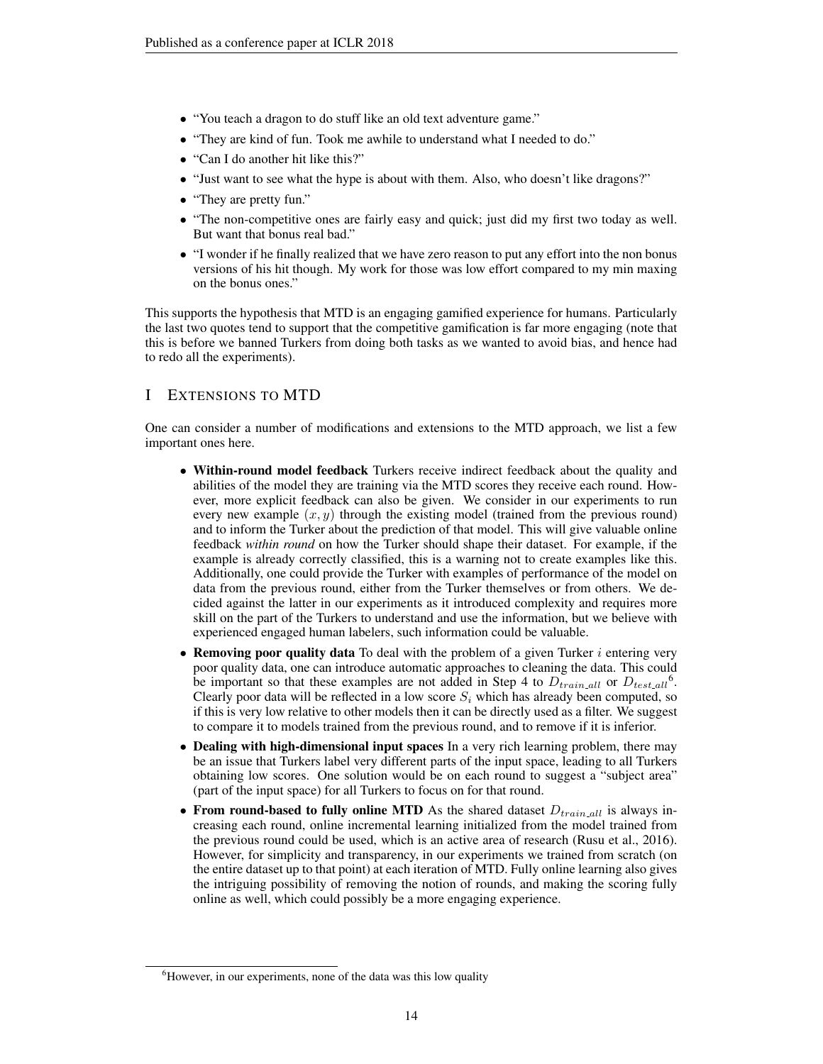- "You teach a dragon to do stuff like an old text adventure game."
- "They are kind of fun. Took me awhile to understand what I needed to do."
- "Can I do another hit like this?"
- "Just want to see what the hype is about with them. Also, who doesn't like dragons?"
- "They are pretty fun."
- "The non-competitive ones are fairly easy and quick; just did my first two today as well. But want that bonus real bad."
- "I wonder if he finally realized that we have zero reason to put any effort into the non bonus versions of his hit though. My work for those was low effort compared to my min maxing on the bonus ones."

This supports the hypothesis that MTD is an engaging gamified experience for humans. Particularly the last two quotes tend to support that the competitive gamification is far more engaging (note that this is before we banned Turkers from doing both tasks as we wanted to avoid bias, and hence had to redo all the experiments).

# I Extensions to MTD

One can consider a number of modifications and extensions to the MTD approach, we list a few important ones here.

- **Within-round model feedback** Turkers receive indirect feedback about the quality and abilities of the model they are training via the MTD scores they receive each round. However, more explicit feedback can also be given. We consider in our experiments to run every new example $(x, y)$ through the existing model (trained from the previous round) and to inform the Turker about the prediction of that model. This will give valuable online feedback *within round* on how the Turker should shape their dataset. For example, if the example is already correctly classified, this is a warning not to create examples like this. Additionally, one could provide the Turker with examples of performance of the model on data from the previous round, either from the Turker themselves or from others. We decided against the latter in our experiments as it introduced complexity and requires more skill on the part of the Turkers to understand and use the information, but we believe with experienced engaged human labelers, such information could be valuable.
- **Removing poor quality data** To deal with the problem of a given Turker $i$ entering very poor quality data, one can introduce automatic approaches to cleaning the data. This could be important so that these examples are not added in Step 4 to $D_{train\_all}$ or $D_{test\_all}$[6]. Clearly poor data will be reflected in a low score $S_i$ which has already been computed, so if this is very low relative to other models then it can be directly used as a filter. We suggest to compare it to models trained from the previous round, and to remove if it is inferior.
- **Dealing with high-dimensional input spaces** In a very rich learning problem, there may be an issue that Turkers label very different parts of the input space, leading to all Turkers obtaining low scores. One solution would be on each round to suggest a "subject area" (part of the input space) for all Turkers to focus on for that round.
- **From round-based to fully online MTD** As the shared dataset $D_{train\_all}$ is always increasing each round, online incremental learning initialized from the model trained from the previous round could be used, which is an active area of research (Rusu et al., 2016). However, for simplicity and transparency, in our experiments we trained from scratch (on the entire dataset up to that point) at each iteration of MTD. Fully online learning also gives the intriguing possibility of removing the notion of rounds, and making the scoring fully online as well, which could possibly be a more engaging experience.

[6] However, in our experiments, none of the data was this low quality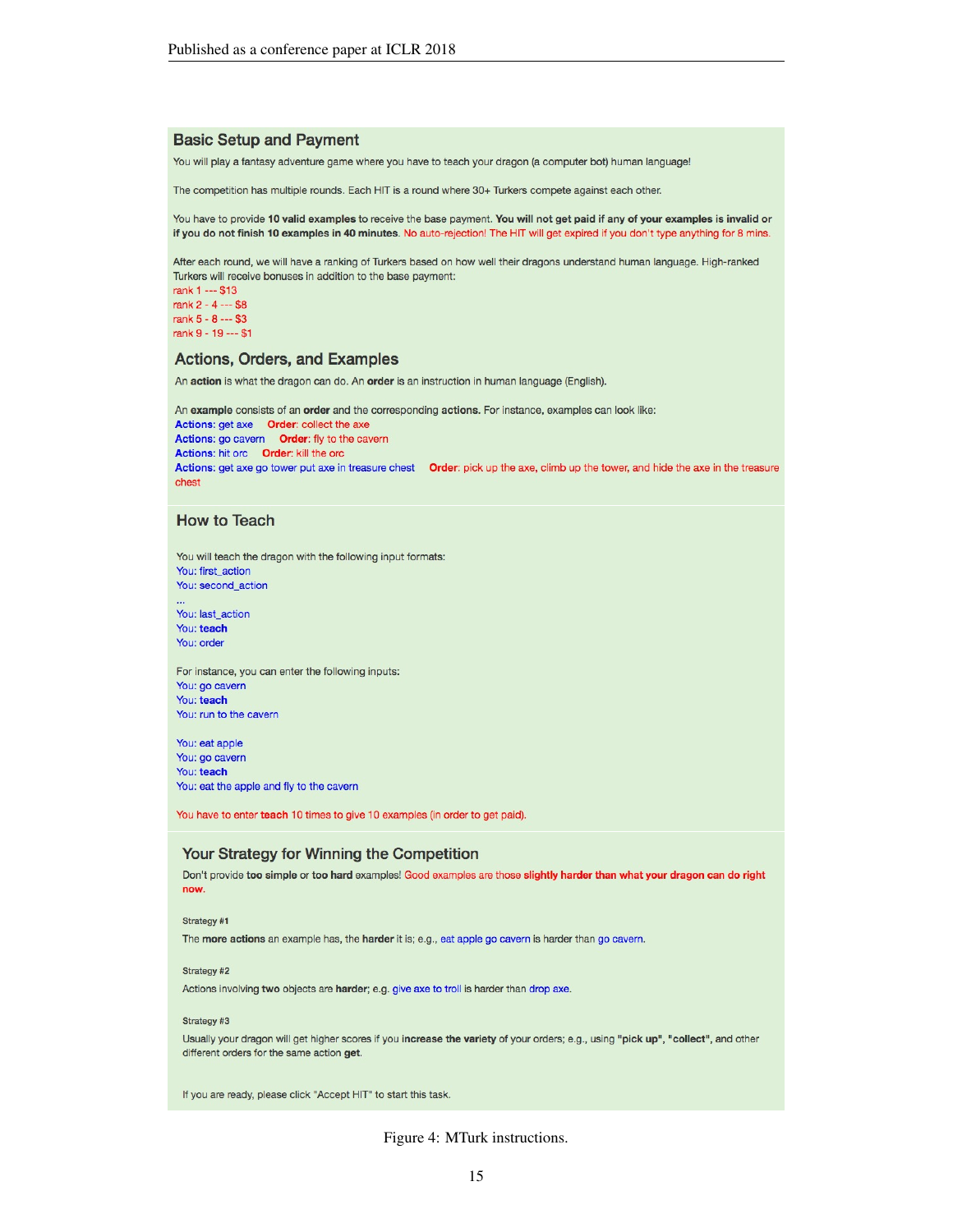## Basic Setup and Payment

You will play a fantasy adventure game where you have to teach your dragon (a computer bot) human language!

The competition has multiple rounds. Each HIT is a round where 30+ Turkers compete against each other.

You have to provide **10 valid examples** to receive the base payment. **You will not get paid if any of your examples is invalid or if you do not finish 10 examples in 40 minutes**. No auto-rejection! The HIT will get expired if you don't type anything for 8 mins.

After each round, we will have a ranking of Turkers based on how well their dragons understand human language. High-ranked Turkers will receive bonuses in addition to the base payment:

rank 1 --- $13
rank 2 - 4 --- $8
rank 5 - 8 --- $3
rank 9 - 19 --- $1

## Actions, Orders, and Examples

An **action** is what the dragon can do. An **order** is an instruction in human language (English).

An **example** consists of an **order** and the corresponding **actions.** For instance, examples can look like:

**Actions**: get axe **Order**: collect the axe
**Actions**: go cavern **Order**: fly to the cavern
**Actions**: hit orc **Order**: kill the orc
**Actions**: get axe go tower put axe in treasure chest **Order**: pick up the axe, climb up the tower, and hide the axe in the treasure chest

## How to Teach

You will teach the dragon with the following input formats:

You: first_action
You: second_action
...
You: last_action
You: **teach**
You: order

For instance, you can enter the following inputs:

You: go cavern
You: **teach**
You: run to the cavern

You: eat apple
You: go cavern
You: **teach**
You: eat the apple and fly to the cavern

You have to enter **teach** 10 times to give 10 examples (in order to get paid).

## Your Strategy for Winning the Competition

Don't provide **too simple** or **too hard** examples! Good examples are those **slightly harder than what your dragon can do right now**.

Strategy #1

The **more actions** an example has, the **harder** it is; e.g., eat apple go cavern is harder than go cavern.

Strategy #2

Actions involving **two** objects are **harder**; e.g. give axe to troll is harder than drop axe.

Strategy #3

Usually your dragon will get higher scores if you **increase the variety** of your orders; e.g., using **"pick up"**, **"collect"**, and other different orders for the same action **get**.

If you are ready, please click "Accept HIT" to start this task.

Figure 4: MTurk instructions.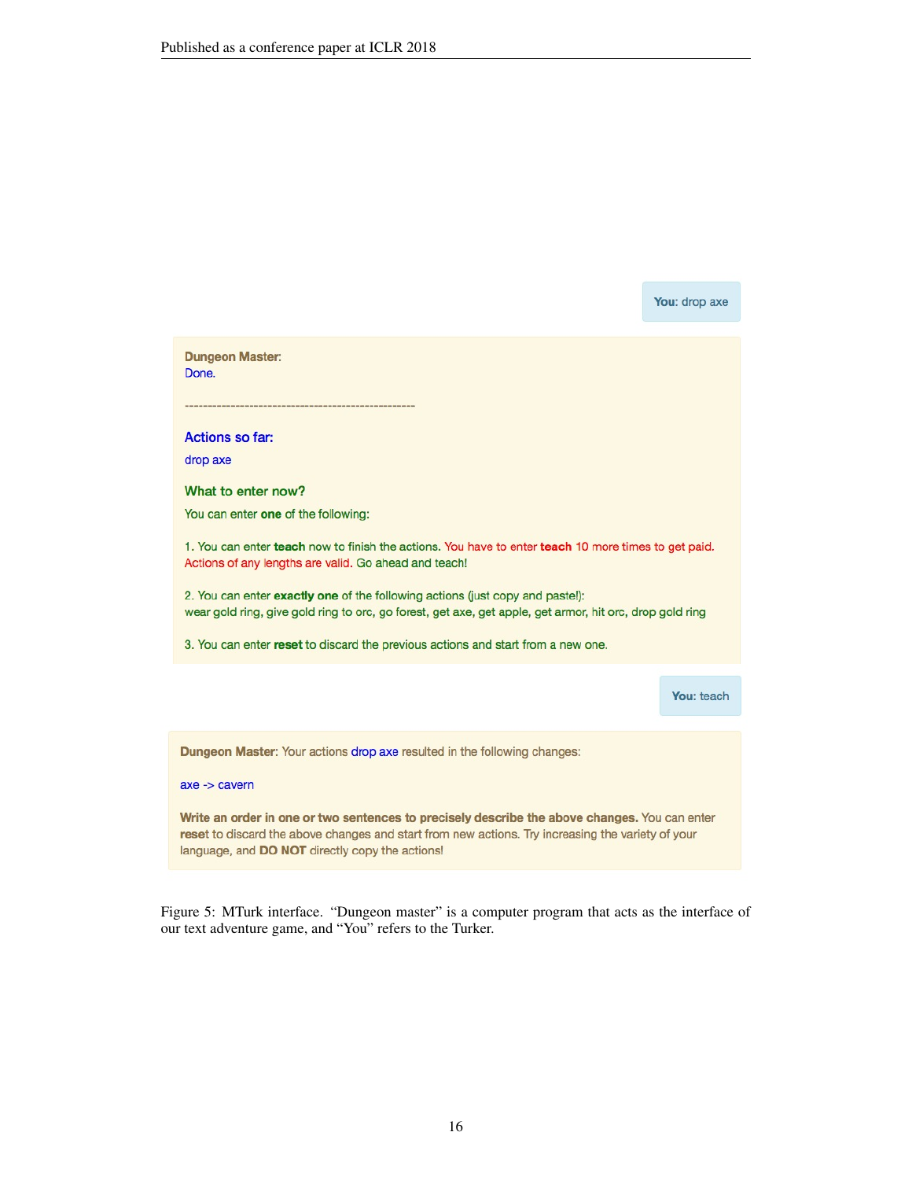**You:** drop axe

**Dungeon Master:**
Done.

--------------------------------------------------

**Actions so far:**

drop axe

**What to enter now?**

You can enter **one** of the following:

1. You can enter **teach** now to finish the actions. You have to enter **teach** 10 more times to get paid. Actions of any lengths are valid. Go ahead and teach!

2. You can enter **exactly one** of the following actions (just copy and paste!):
wear gold ring, give gold ring to orc, go forest, get axe, get apple, get armor, hit orc, drop gold ring

3. You can enter **reset** to discard the previous actions and start from a new one.

**You:** teach

**Dungeon Master:** Your actions drop axe resulted in the following changes:

axe -> cavern

**Write an order in one or two sentences to precisely describe the above changes.** You can enter **reset** to discard the above changes and start from new actions. Try increasing the variety of your language, and **DO NOT** directly copy the actions!

Figure 5: MTurk interface. "Dungeon master" is a computer program that acts as the interface of our text adventure game, and "You" refers to the Turker.